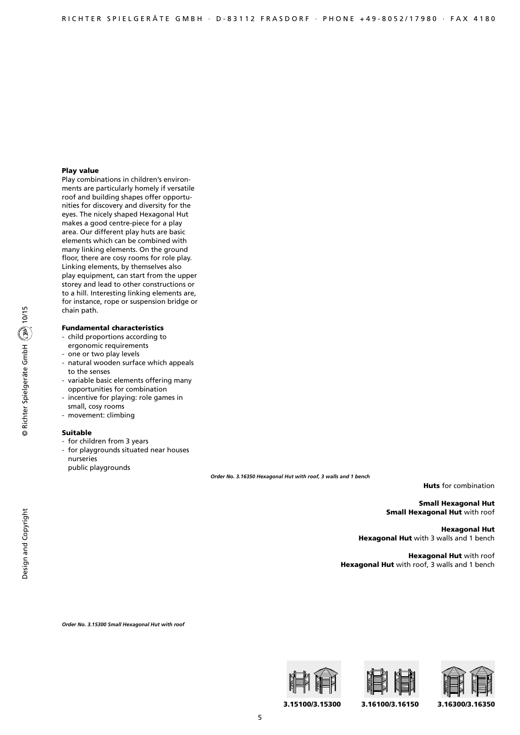### Play value

Play combinations in children's environments are particularly homely if versatile roof and building shapes offer opportunities for discovery and diversity for the eyes. The nicely shaped Hexagonal Hut makes a good centre-piece for a play area. Our different play huts are basic elements which can be combined with many linking elements. On the ground floor, there are cosy rooms for role play. Linking elements, by themselves also play equipment, can start from the upper storey and lead to other constructions or to a hill. Interesting linking elements are, for instance, rope or suspension bridge or chain path.

### Fundamental characteristics

- child proportions according to ergonomic requirements
- one or two play levels
- natural wooden surface which appeals to the senses
- variable basic elements offering many opportunities for combination
- incentive for playing: role games in small, cosy rooms
- movement: climbing

### Suitable

- for children from 3 years
- for playgrounds situated near houses
  nurseries
  public playgrounds

*Order No. 3.16350 Hexagonal Hut with roof, 3 walls and 1 bench*

**Huts** for combination

**Small Hexagonal Hut**
**Small Hexagonal Hut** with roof

**Hexagonal Hut**
**Hexagonal Hut** with 3 walls and 1 bench

**Hexagonal Hut** with roof
**Hexagonal Hut** with roof, 3 walls and 1 bench

*Order No. 3.15300 Small Hexagonal Hut with roof*

**3.15100/3.15300** **3.16100/3.16150** **3.16300/3.16350**

Design and Copyright © Richter Spielgeräte GmbH 10/15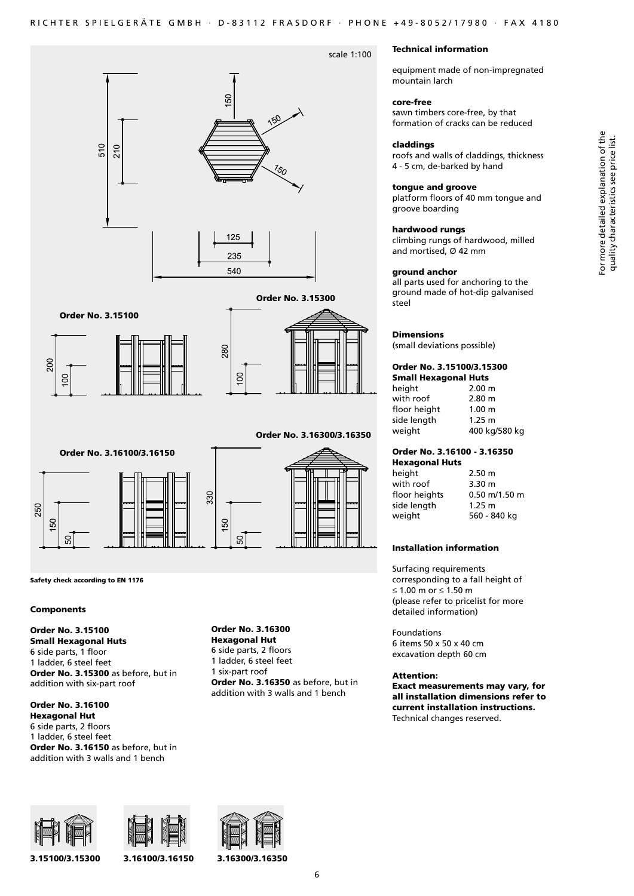scale 1:100

510
210
150
150
150
125
235
540

**Order No. 3.15100**

200
100

**Order No. 3.15300**

280
100

**Order No. 3.16100/3.16150**

250
150
50

**Order No. 3.16300/3.16350**

330
150
50

**Safety check according to EN 1176**

### Components

**Order No. 3.15100**
**Small Hexagonal Huts**
6 side parts, 1 floor
1 ladder, 6 steel feet
**Order No. 3.15300** as before, but in addition with six-part roof

**Order No. 3.16100**
**Hexagonal Hut**
6 side parts, 2 floors
1 ladder, 6 steel feet
**Order No. 3.16150** as before, but in addition with 3 walls and 1 bench

**Order No. 3.16300**
**Hexagonal Hut**
6 side parts, 2 floors
1 ladder, 6 steel feet
1 six-part roof
**Order No. 3.16350** as before, but in addition with 3 walls and 1 bench

### Technical information

equipment made of non-impregnated mountain larch

**core-free**
sawn timbers core-free, by that formation of cracks can be reduced

**claddings**
roofs and walls of claddings, thickness 4 - 5 cm, de-barked by hand

**tongue and groove**
platform floors of 40 mm tongue and groove boarding

**hardwood rungs**
climbing rungs of hardwood, milled and mortised, Ø 42 mm

**ground anchor**
all parts used for anchoring to the ground made of hot-dip galvanised steel

### Dimensions

(small deviations possible)

**Order No. 3.15100/3.15300**
**Small Hexagonal Huts**

| | |
|---|---|
| height | 2.00 m |
| with roof | 2.80 m |
| floor height | 1.00 m |
| side length | 1.25 m |
| weight | 400 kg/580 kg |

**Order No. 3.16100 - 3.16350**
**Hexagonal Huts**

| | |
|---|---|
| height | 2.50 m |
| with roof | 3.30 m |
| floor heights | 0.50 m/1.50 m |
| side length | 1.25 m |
| weight | 560 - 840 kg |

### Installation information

Surfacing requirements corresponding to a fall height of ≤ 1.00 m or ≤ 1.50 m (please refer to pricelist for more detailed information)

Foundations
6 items 50 x 50 x 40 cm
excavation depth 60 cm

**Attention:**
**Exact measurements may vary, for all installation dimensions refer to current installation instructions.**
Technical changes reserved.

For more detailed explanation of the quality characteristics see price list.

**3.15100/3.15300** **3.16100/3.16150** **3.16300/3.16350**